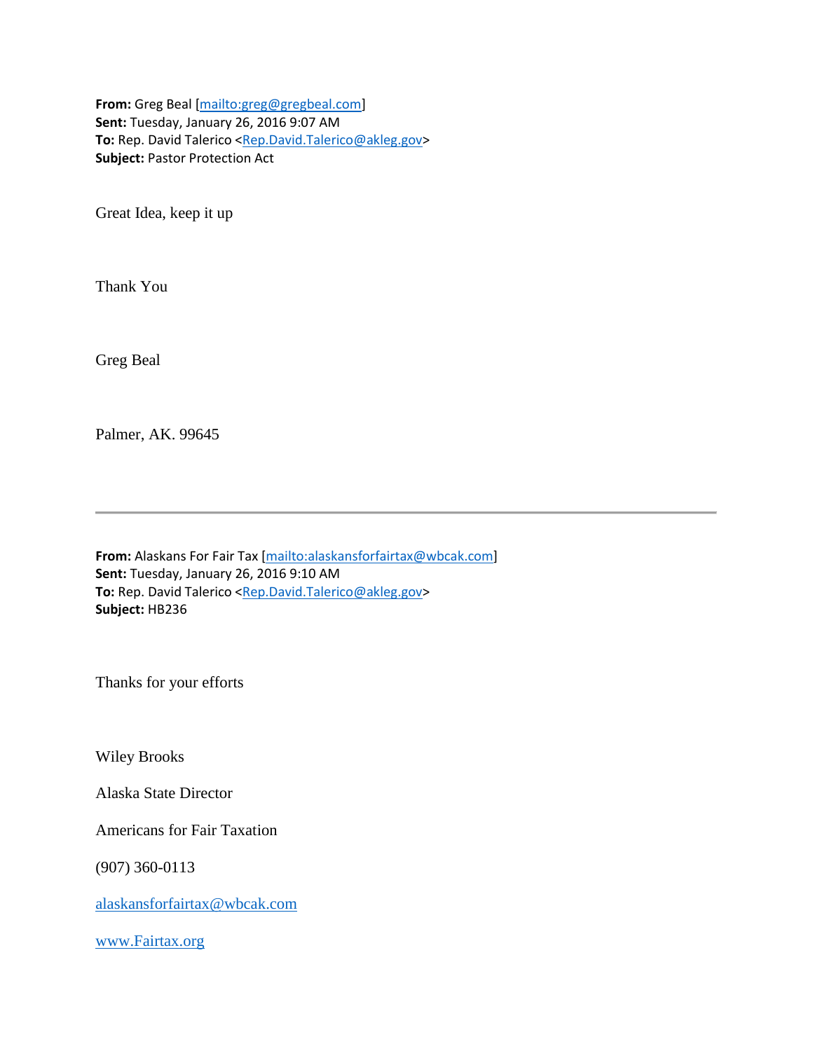**From:** Greg Beal [mailto:greg@gregbeal.com]
**Sent:** Tuesday, January 26, 2016 9:07 AM
**To:** Rep. David Talerico <Rep.David.Talerico@akleg.gov>
**Subject:** Pastor Protection Act

Great Idea, keep it up

Thank You

Greg Beal

Palmer, AK. 99645

---

**From:** Alaskans For Fair Tax [mailto:alaskansforfairtax@wbcak.com]
**Sent:** Tuesday, January 26, 2016 9:10 AM
**To:** Rep. David Talerico <Rep.David.Talerico@akleg.gov>
**Subject:** HB236

Thanks for your efforts

Wiley Brooks

Alaska State Director

Americans for Fair Taxation

(907) 360-0113

alaskansforfairtax@wbcak.com

www.Fairtax.org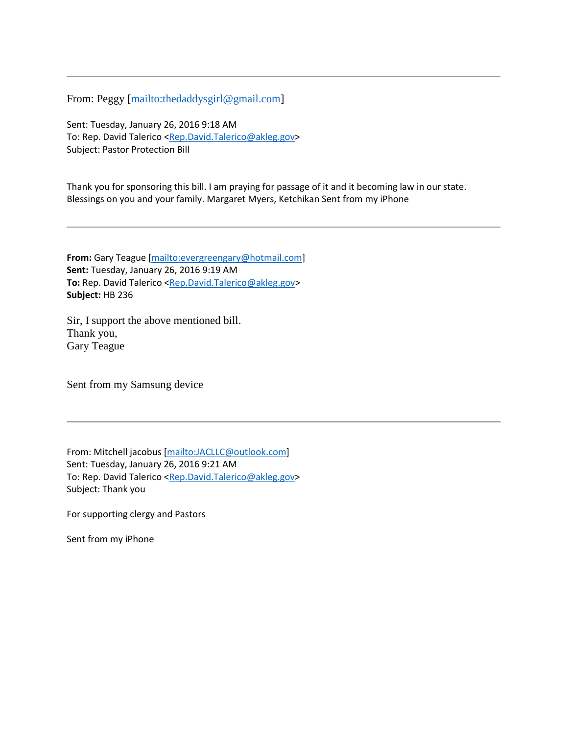---

From: Peggy [mailto:thedaddysgirl@gmail.com]

Sent: Tuesday, January 26, 2016 9:18 AM
To: Rep. David Talerico <Rep.David.Talerico@akleg.gov>
Subject: Pastor Protection Bill

Thank you for sponsoring this bill. I am praying for passage of it and it becoming law in our state. Blessings on you and your family. Margaret Myers, Ketchikan Sent from my iPhone

---

**From:** Gary Teague [mailto:evergreengary@hotmail.com]
**Sent:** Tuesday, January 26, 2016 9:19 AM
**To:** Rep. David Talerico <Rep.David.Talerico@akleg.gov>
**Subject:** HB 236

Sir, I support the above mentioned bill.
Thank you,
Gary Teague

Sent from my Samsung device

---

From: Mitchell jacobus [mailto:JACLLC@outlook.com]
Sent: Tuesday, January 26, 2016 9:21 AM
To: Rep. David Talerico <Rep.David.Talerico@akleg.gov>
Subject: Thank you

For supporting clergy and Pastors

Sent from my iPhone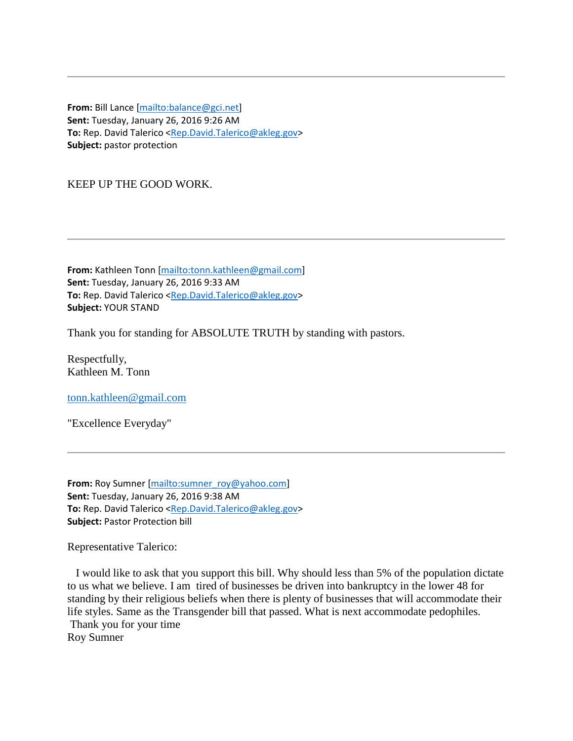---

**From:** Bill Lance [mailto:balance@gci.net]
**Sent:** Tuesday, January 26, 2016 9:26 AM
**To:** Rep. David Talerico <Rep.David.Talerico@akleg.gov>
**Subject:** pastor protection

KEEP UP THE GOOD WORK.

---

**From:** Kathleen Tonn [mailto:tonn.kathleen@gmail.com]
**Sent:** Tuesday, January 26, 2016 9:33 AM
**To:** Rep. David Talerico <Rep.David.Talerico@akleg.gov>
**Subject:** YOUR STAND

Thank you for standing for ABSOLUTE TRUTH by standing with pastors.

Respectfully,
Kathleen M. Tonn

tonn.kathleen@gmail.com

"Excellence Everyday"

---

**From:** Roy Sumner [mailto:sumner_roy@yahoo.com]
**Sent:** Tuesday, January 26, 2016 9:38 AM
**To:** Rep. David Talerico <Rep.David.Talerico@akleg.gov>
**Subject:** Pastor Protection bill

Representative Talerico:

I would like to ask that you support this bill. Why should less than 5% of the population dictate to us what we believe. I am tired of businesses be driven into bankruptcy in the lower 48 for standing by their religious beliefs when there is plenty of businesses that will accommodate their life styles. Same as the Transgender bill that passed. What is next accommodate pedophiles.
Thank you for your time
Roy Sumner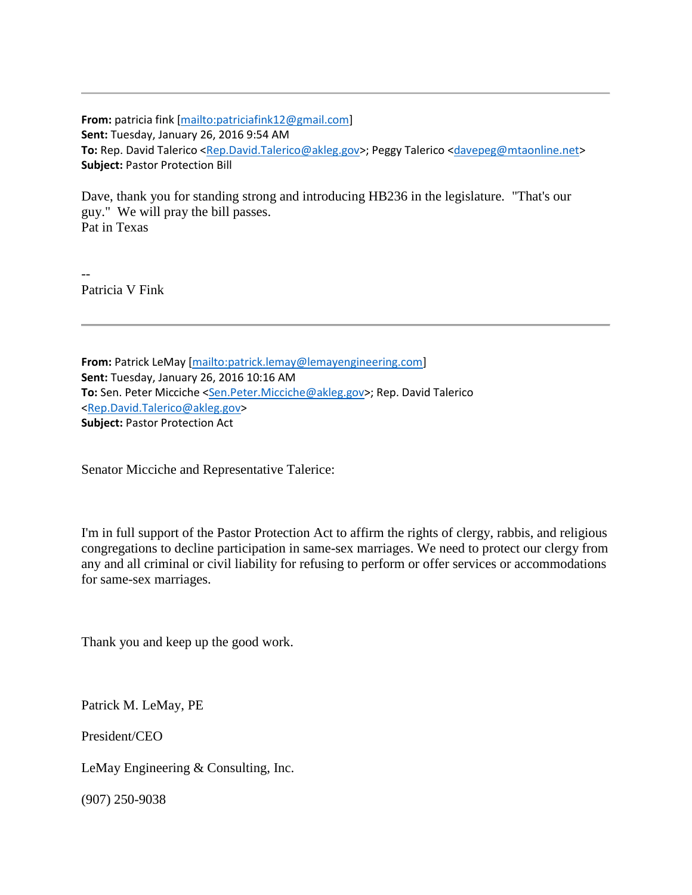---

**From:** patricia fink [mailto:patriciafink12@gmail.com]
**Sent:** Tuesday, January 26, 2016 9:54 AM
**To:** Rep. David Talerico <Rep.David.Talerico@akleg.gov>; Peggy Talerico <davepeg@mtaonline.net>
**Subject:** Pastor Protection Bill

Dave, thank you for standing strong and introducing HB236 in the legislature. "That's our guy." We will pray the bill passes.
Pat in Texas

--
Patricia V Fink

---

**From:** Patrick LeMay [mailto:patrick.lemay@lemayengineering.com]
**Sent:** Tuesday, January 26, 2016 10:16 AM
**To:** Sen. Peter Micciche <Sen.Peter.Micciche@akleg.gov>; Rep. David Talerico <Rep.David.Talerico@akleg.gov>
**Subject:** Pastor Protection Act

Senator Micciche and Representative Talerice:

I'm in full support of the Pastor Protection Act to affirm the rights of clergy, rabbis, and religious congregations to decline participation in same-sex marriages. We need to protect our clergy from any and all criminal or civil liability for refusing to perform or offer services or accommodations for same-sex marriages.

Thank you and keep up the good work.

Patrick M. LeMay, PE

President/CEO

LeMay Engineering & Consulting, Inc.

(907) 250-9038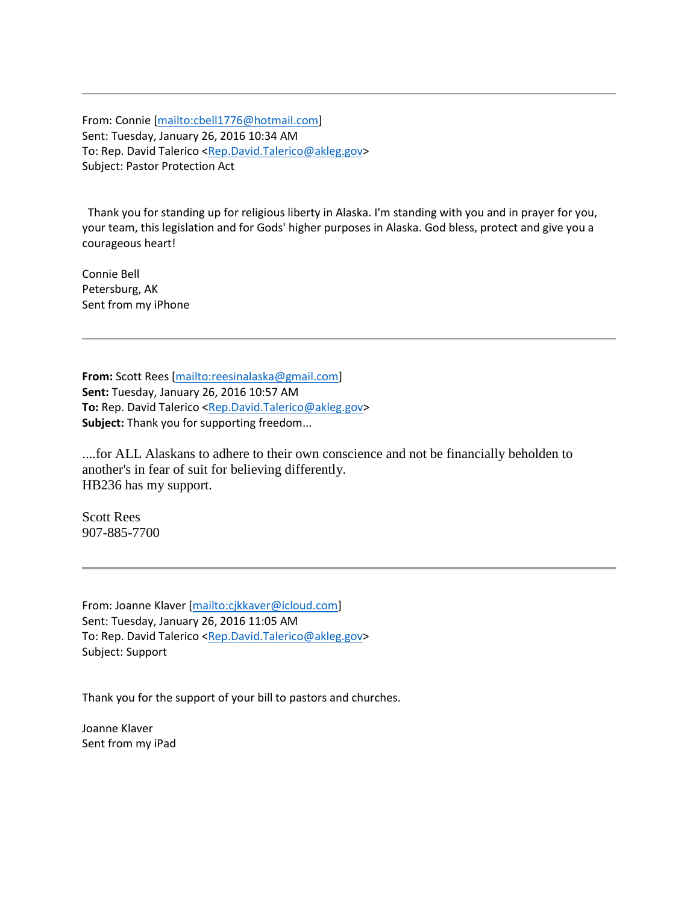---

From: Connie [mailto:cbell1776@hotmail.com]
Sent: Tuesday, January 26, 2016 10:34 AM
To: Rep. David Talerico <Rep.David.Talerico@akleg.gov>
Subject: Pastor Protection Act

Thank you for standing up for religious liberty in Alaska. I'm standing with you and in prayer for you, your team, this legislation and for Gods' higher purposes in Alaska. God bless, protect and give you a courageous heart!

Connie Bell
Petersburg, AK
Sent from my iPhone

---

**From:** Scott Rees [mailto:reesinalaska@gmail.com]
**Sent:** Tuesday, January 26, 2016 10:57 AM
**To:** Rep. David Talerico <Rep.David.Talerico@akleg.gov>
**Subject:** Thank you for supporting freedom...

....for ALL Alaskans to adhere to their own conscience and not be financially beholden to another's in fear of suit for believing differently.
HB236 has my support.

Scott Rees
907-885-7700

---

From: Joanne Klaver [mailto:cjkkaver@icloud.com]
Sent: Tuesday, January 26, 2016 11:05 AM
To: Rep. David Talerico <Rep.David.Talerico@akleg.gov>
Subject: Support

Thank you for the support of your bill to pastors and churches.

Joanne Klaver
Sent from my iPad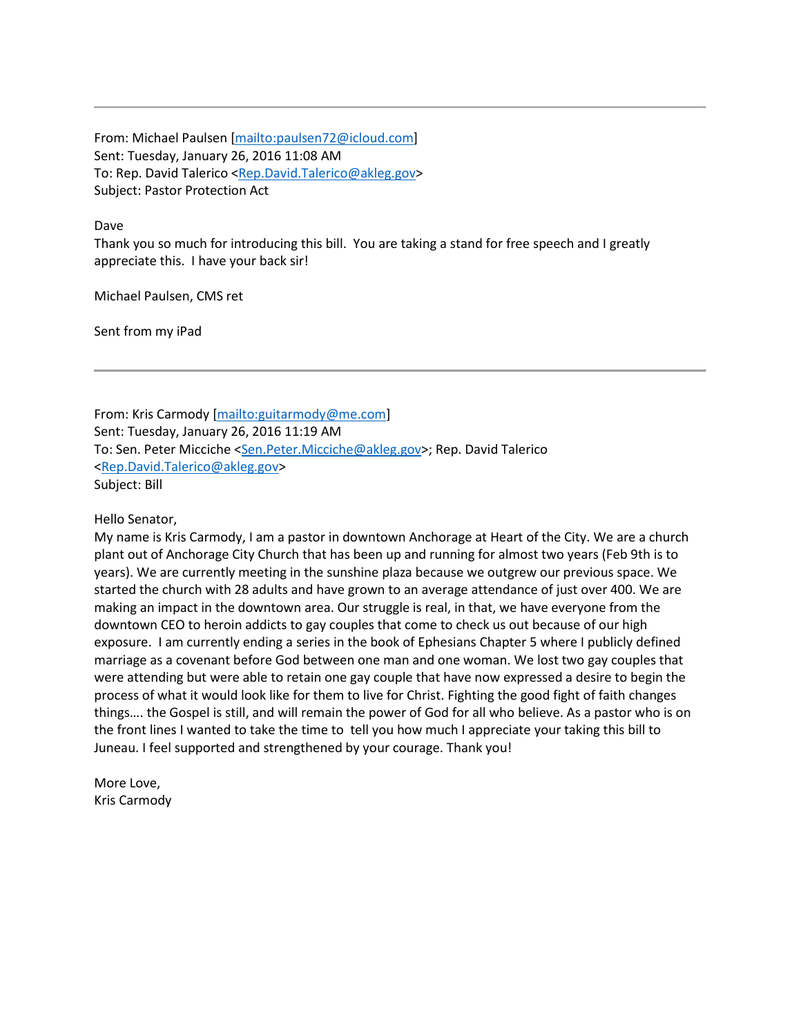---

From: Michael Paulsen [mailto:paulsen72@icloud.com]
Sent: Tuesday, January 26, 2016 11:08 AM
To: Rep. David Talerico <Rep.David.Talerico@akleg.gov>
Subject: Pastor Protection Act

Dave
Thank you so much for introducing this bill.  You are taking a stand for free speech and I greatly appreciate this.  I have your back sir!

Michael Paulsen, CMS ret

Sent from my iPad

---

From: Kris Carmody [mailto:guitarmody@me.com]
Sent: Tuesday, January 26, 2016 11:19 AM
To: Sen. Peter Micciche <Sen.Peter.Micciche@akleg.gov>; Rep. David Talerico <Rep.David.Talerico@akleg.gov>
Subject: Bill

Hello Senator,
My name is Kris Carmody, I am a pastor in downtown Anchorage at Heart of the City. We are a church plant out of Anchorage City Church that has been up and running for almost two years (Feb 9th is to years). We are currently meeting in the sunshine plaza because we outgrew our previous space. We started the church with 28 adults and have grown to an average attendance of just over 400. We are making an impact in the downtown area. Our struggle is real, in that, we have everyone from the downtown CEO to heroin addicts to gay couples that come to check us out because of our high exposure.  I am currently ending a series in the book of Ephesians Chapter 5 where I publicly defined marriage as a covenant before God between one man and one woman. We lost two gay couples that were attending but were able to retain one gay couple that have now expressed a desire to begin the process of what it would look like for them to live for Christ. Fighting the good fight of faith changes things…. the Gospel is still, and will remain the power of God for all who believe. As a pastor who is on the front lines I wanted to take the time to  tell you how much I appreciate your taking this bill to Juneau. I feel supported and strengthened by your courage. Thank you!

More Love,
Kris Carmody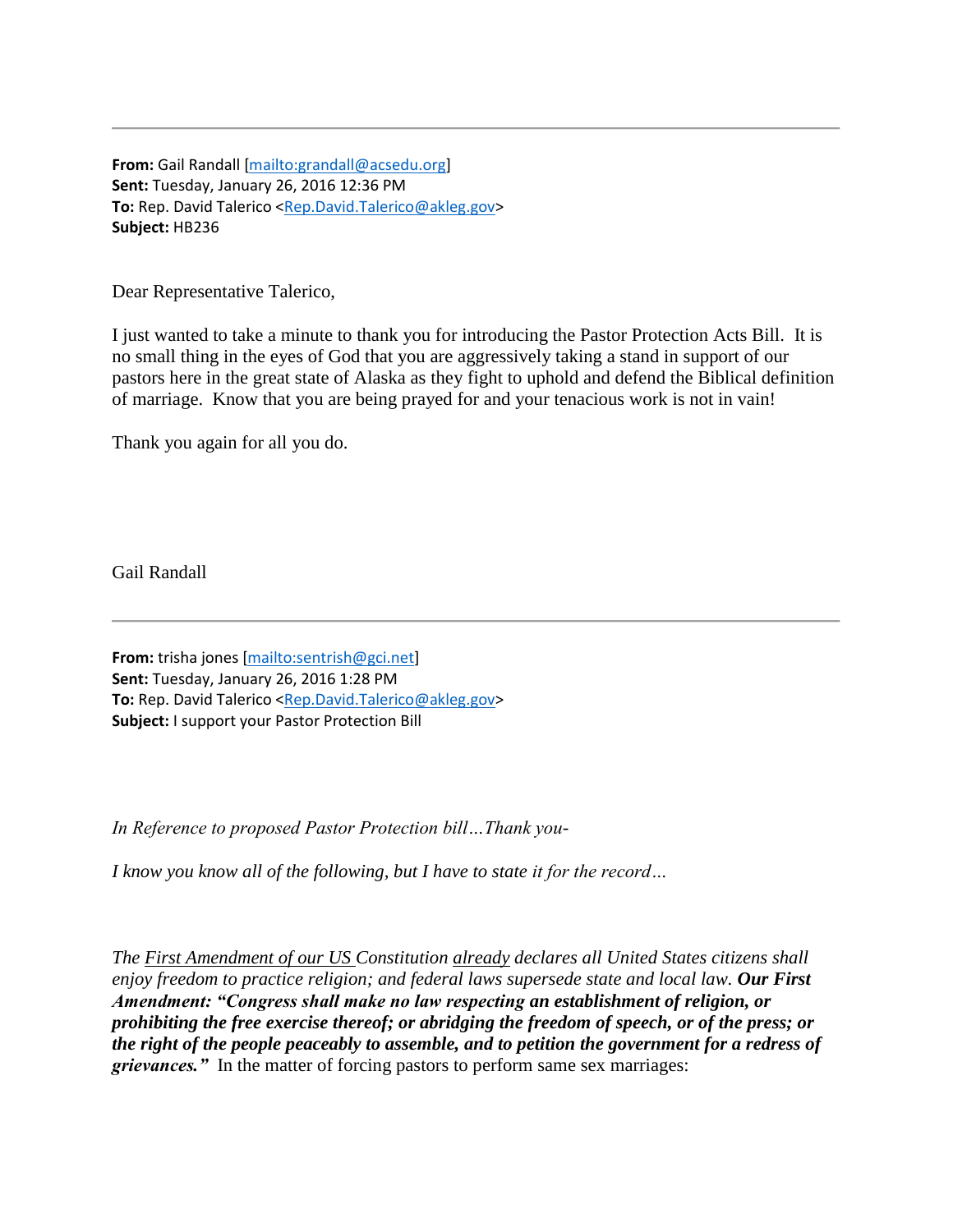---

**From:** Gail Randall [mailto:grandall@acsedu.org]
**Sent:** Tuesday, January 26, 2016 12:36 PM
**To:** Rep. David Talerico <Rep.David.Talerico@akleg.gov>
**Subject:** HB236

Dear Representative Talerico,

I just wanted to take a minute to thank you for introducing the Pastor Protection Acts Bill. It is no small thing in the eyes of God that you are aggressively taking a stand in support of our pastors here in the great state of Alaska as they fight to uphold and defend the Biblical definition of marriage. Know that you are being prayed for and your tenacious work is not in vain!

Thank you again for all you do.

Gail Randall

---

**From:** trisha jones [mailto:sentrish@gci.net]
**Sent:** Tuesday, January 26, 2016 1:28 PM
**To:** Rep. David Talerico <Rep.David.Talerico@akleg.gov>
**Subject:** I support your Pastor Protection Bill

*In Reference to proposed Pastor Protection bill…Thank you-*

*I know you know all of the following, but I have to state it for the record…*

*The First Amendment of our US Constitution already declares all United States citizens shall enjoy freedom to practice religion; and federal laws supersede state and local law.* ***Our First Amendment: "Congress shall make no law respecting an establishment of religion, or prohibiting the free exercise thereof; or abridging the freedom of speech, or of the press; or the right of the people peaceably to assemble, and to petition the government for a redress of grievances."*** In the matter of forcing pastors to perform same sex marriages: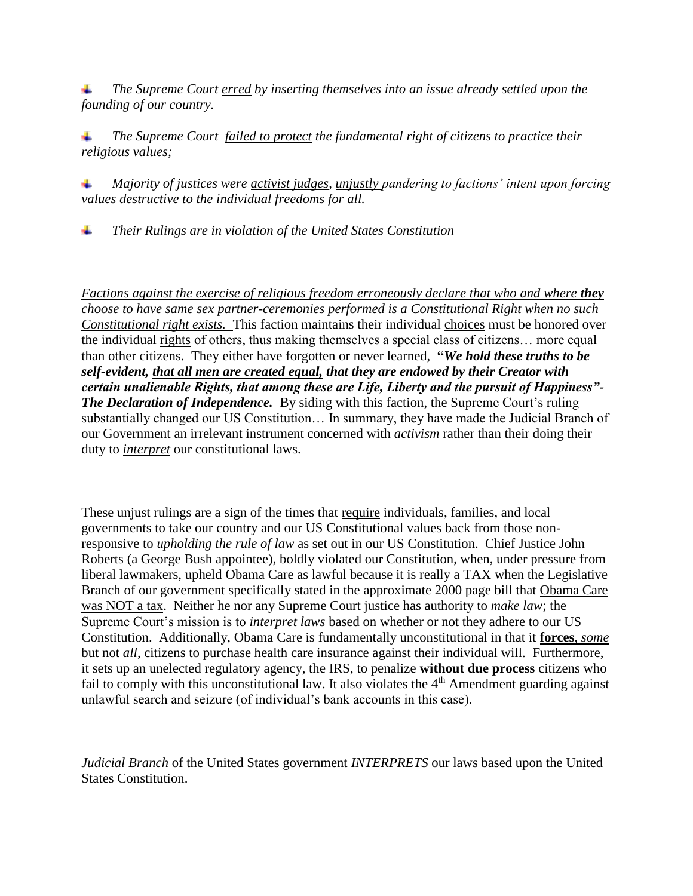- *The Supreme Court erred by inserting themselves into an issue already settled upon the founding of our country.*

- *The Supreme Court failed to protect the fundamental right of citizens to practice their religious values;*

- *Majority of justices were activist judges, unjustly pandering to factions' intent upon forcing values destructive to the individual freedoms for all.*

- *Their Rulings are in violation of the United States Constitution*

*Factions against the exercise of religious freedom erroneously declare that who and where* ***they*** *choose to have same sex partner-ceremonies performed is a Constitutional Right when no such Constitutional right exists.* This faction maintains their individual choices must be honored over the individual rights of others, thus making themselves a special class of citizens… more equal than other citizens. They either have forgotten or never learned, ***"We hold these truths to be self-evident, that all men are created equal, that they are endowed by their Creator with certain unalienable Rights, that among these are Life, Liberty and the pursuit of Happiness"- The Declaration of Independence.*** By siding with this faction, the Supreme Court's ruling substantially changed our US Constitution… In summary, they have made the Judicial Branch of our Government an irrelevant instrument concerned with *activism* rather than their doing their duty to *interpret* our constitutional laws.

These unjust rulings are a sign of the times that require individuals, families, and local governments to take our country and our US Constitutional values back from those non-responsive to *upholding the rule of law* as set out in our US Constitution. Chief Justice John Roberts (a George Bush appointee), boldly violated our Constitution, when, under pressure from liberal lawmakers, upheld Obama Care as lawful because it is really a TAX when the Legislative Branch of our government specifically stated in the approximate 2000 page bill that Obama Care was NOT a tax. Neither he nor any Supreme Court justice has authority to *make law*; the Supreme Court's mission is to *interpret laws* based on whether or not they adhere to our US Constitution. Additionally, Obama Care is fundamentally unconstitutional in that it **forces**, *some* but not *all*, citizens to purchase health care insurance against their individual will. Furthermore, it sets up an unelected regulatory agency, the IRS, to penalize **without due process** citizens who fail to comply with this unconstitutional law. It also violates the 4th Amendment guarding against unlawful search and seizure (of individual's bank accounts in this case).

*Judicial Branch* of the United States government *INTERPRETS* our laws based upon the United States Constitution.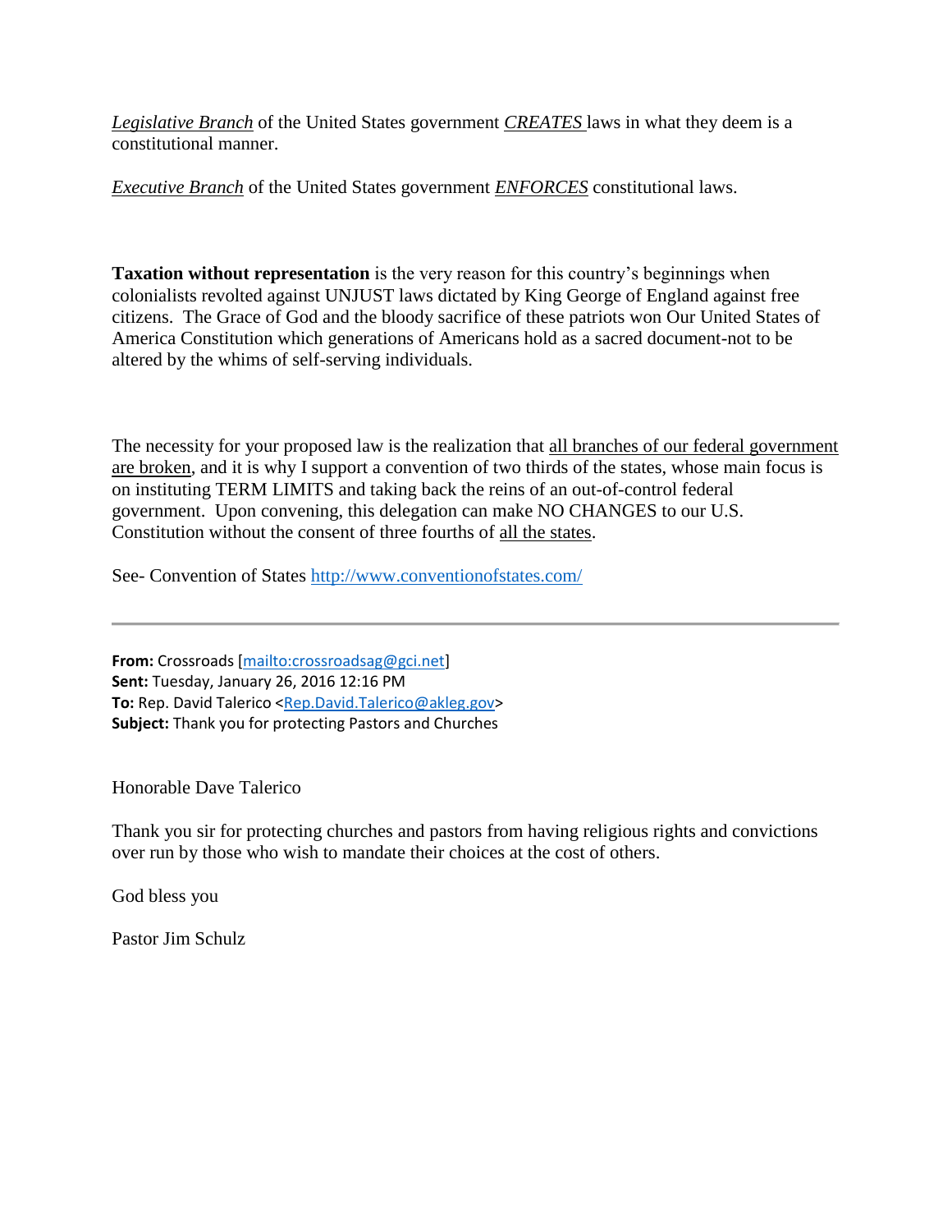***Legislative Branch*** of the United States government ***CREATES*** laws in what they deem is a constitutional manner.

***Executive Branch*** of the United States government ***ENFORCES*** constitutional laws.

**Taxation without representation** is the very reason for this country's beginnings when colonialists revolted against UNJUST laws dictated by King George of England against free citizens. The Grace of God and the bloody sacrifice of these patriots won Our United States of America Constitution which generations of Americans hold as a sacred document-not to be altered by the whims of self-serving individuals.

The necessity for your proposed law is the realization that all branches of our federal government are broken, and it is why I support a convention of two thirds of the states, whose main focus is on instituting TERM LIMITS and taking back the reins of an out-of-control federal government. Upon convening, this delegation can make NO CHANGES to our U.S. Constitution without the consent of three fourths of all the states.

See- Convention of States http://www.conventionofstates.com/

---

**From:** Crossroads [mailto:crossroadsag@gci.net]
**Sent:** Tuesday, January 26, 2016 12:16 PM
**To:** Rep. David Talerico <Rep.David.Talerico@akleg.gov>
**Subject:** Thank you for protecting Pastors and Churches

Honorable Dave Talerico

Thank you sir for protecting churches and pastors from having religious rights and convictions over run by those who wish to mandate their choices at the cost of others.

God bless you

Pastor Jim Schulz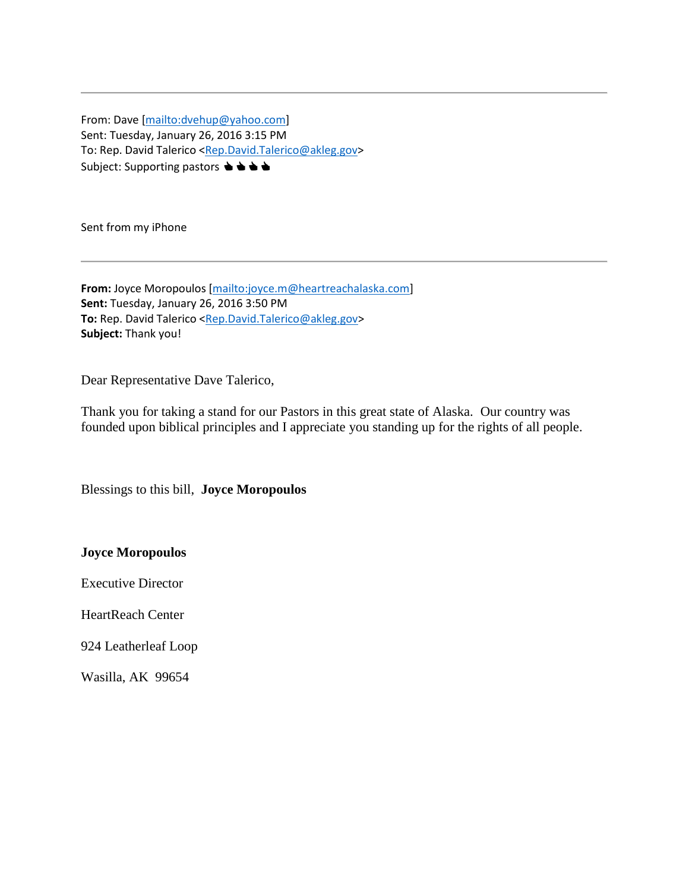---

From: Dave [mailto:dvehup@yahoo.com]
Sent: Tuesday, January 26, 2016 3:15 PM
To: Rep. David Talerico <Rep.David.Talerico@akleg.gov>
Subject: Supporting pastors 👍👍👍👍

Sent from my iPhone

---

**From:** Joyce Moropoulos [mailto:joyce.m@heartreachalaska.com]
**Sent:** Tuesday, January 26, 2016 3:50 PM
**To:** Rep. David Talerico <Rep.David.Talerico@akleg.gov>
**Subject:** Thank you!

Dear Representative Dave Talerico,

Thank you for taking a stand for our Pastors in this great state of Alaska. Our country was founded upon biblical principles and I appreciate you standing up for the rights of all people.

Blessings to this bill, **Joyce Moropoulos**

**Joyce Moropoulos**

Executive Director

HeartReach Center

924 Leatherleaf Loop

Wasilla, AK 99654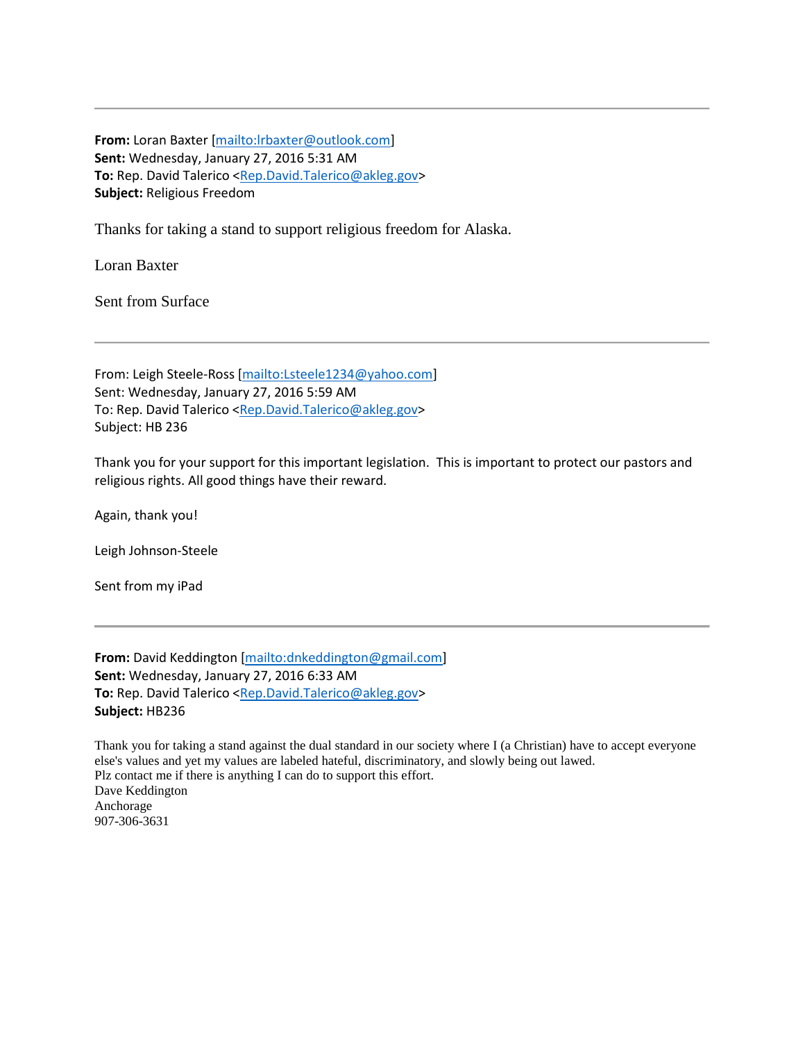---

**From:** Loran Baxter [mailto:lrbaxter@outlook.com]
**Sent:** Wednesday, January 27, 2016 5:31 AM
**To:** Rep. David Talerico <Rep.David.Talerico@akleg.gov>
**Subject:** Religious Freedom

Thanks for taking a stand to support religious freedom for Alaska.

Loran Baxter

Sent from Surface

---

From: Leigh Steele-Ross [mailto:Lsteele1234@yahoo.com]
Sent: Wednesday, January 27, 2016 5:59 AM
To: Rep. David Talerico <Rep.David.Talerico@akleg.gov>
Subject: HB 236

Thank you for your support for this important legislation.  This is important to protect our pastors and religious rights. All good things have their reward.

Again, thank you!

Leigh Johnson-Steele

Sent from my iPad

---

**From:** David Keddington [mailto:dnkeddington@gmail.com]
**Sent:** Wednesday, January 27, 2016 6:33 AM
**To:** Rep. David Talerico <Rep.David.Talerico@akleg.gov>
**Subject:** HB236

Thank you for taking a stand against the dual standard in our society where I (a Christian) have to accept everyone else's values and yet my values are labeled hateful, discriminatory, and slowly being out lawed.
Plz contact me if there is anything I can do to support this effort.
Dave Keddington
Anchorage
907-306-3631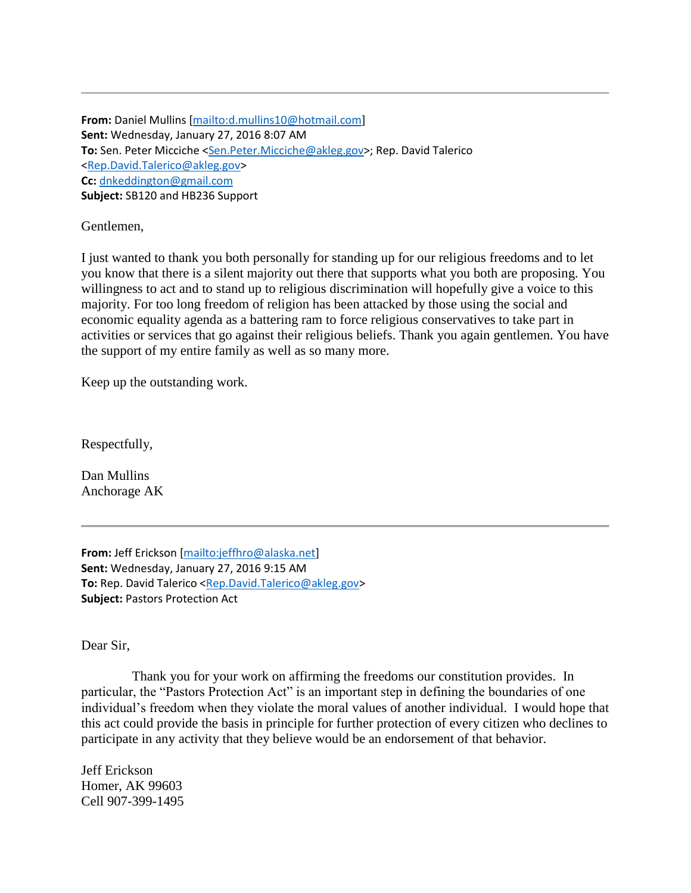---

**From:** Daniel Mullins [mailto:d.mullins10@hotmail.com]
**Sent:** Wednesday, January 27, 2016 8:07 AM
**To:** Sen. Peter Micciche <Sen.Peter.Micciche@akleg.gov>; Rep. David Talerico <Rep.David.Talerico@akleg.gov>
**Cc:** dnkeddington@gmail.com
**Subject:** SB120 and HB236 Support

Gentlemen,

I just wanted to thank you both personally for standing up for our religious freedoms and to let you know that there is a silent majority out there that supports what you both are proposing. You willingness to act and to stand up to religious discrimination will hopefully give a voice to this majority. For too long freedom of religion has been attacked by those using the social and economic equality agenda as a battering ram to force religious conservatives to take part in activities or services that go against their religious beliefs. Thank you again gentlemen. You have the support of my entire family as well as so many more.

Keep up the outstanding work.

Respectfully,

Dan Mullins
Anchorage AK

---

**From:** Jeff Erickson [mailto:jeffhro@alaska.net]
**Sent:** Wednesday, January 27, 2016 9:15 AM
**To:** Rep. David Talerico <Rep.David.Talerico@akleg.gov>
**Subject:** Pastors Protection Act

Dear Sir,

Thank you for your work on affirming the freedoms our constitution provides. In particular, the "Pastors Protection Act" is an important step in defining the boundaries of one individual's freedom when they violate the moral values of another individual. I would hope that this act could provide the basis in principle for further protection of every citizen who declines to participate in any activity that they believe would be an endorsement of that behavior.

Jeff Erickson
Homer, AK 99603
Cell 907-399-1495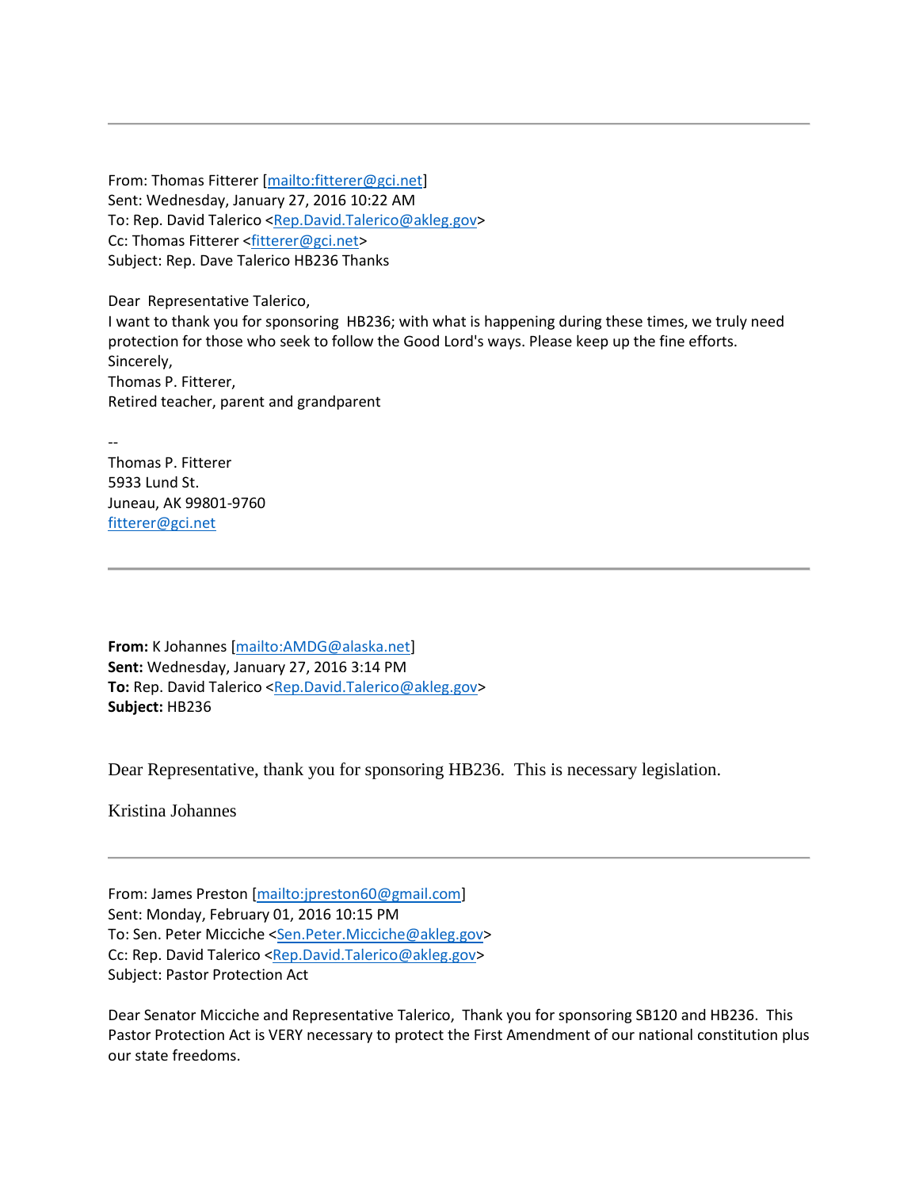---

From: Thomas Fitterer [mailto:fitterer@gci.net]
Sent: Wednesday, January 27, 2016 10:22 AM
To: Rep. David Talerico <Rep.David.Talerico@akleg.gov>
Cc: Thomas Fitterer <fitterer@gci.net>
Subject: Rep. Dave Talerico HB236 Thanks

Dear Representative Talerico,
I want to thank you for sponsoring HB236; with what is happening during these times, we truly need protection for those who seek to follow the Good Lord's ways. Please keep up the fine efforts.
Sincerely,
Thomas P. Fitterer,
Retired teacher, parent and grandparent

--
Thomas P. Fitterer
5933 Lund St.
Juneau, AK 99801-9760
fitterer@gci.net

---

**From:** K Johannes [mailto:AMDG@alaska.net]
**Sent:** Wednesday, January 27, 2016 3:14 PM
**To:** Rep. David Talerico <Rep.David.Talerico@akleg.gov>
**Subject:** HB236

Dear Representative, thank you for sponsoring HB236. This is necessary legislation.

Kristina Johannes

---

From: James Preston [mailto:jpreston60@gmail.com]
Sent: Monday, February 01, 2016 10:15 PM
To: Sen. Peter Micciche <Sen.Peter.Micciche@akleg.gov>
Cc: Rep. David Talerico <Rep.David.Talerico@akleg.gov>
Subject: Pastor Protection Act

Dear Senator Micciche and Representative Talerico, Thank you for sponsoring SB120 and HB236. This Pastor Protection Act is VERY necessary to protect the First Amendment of our national constitution plus our state freedoms.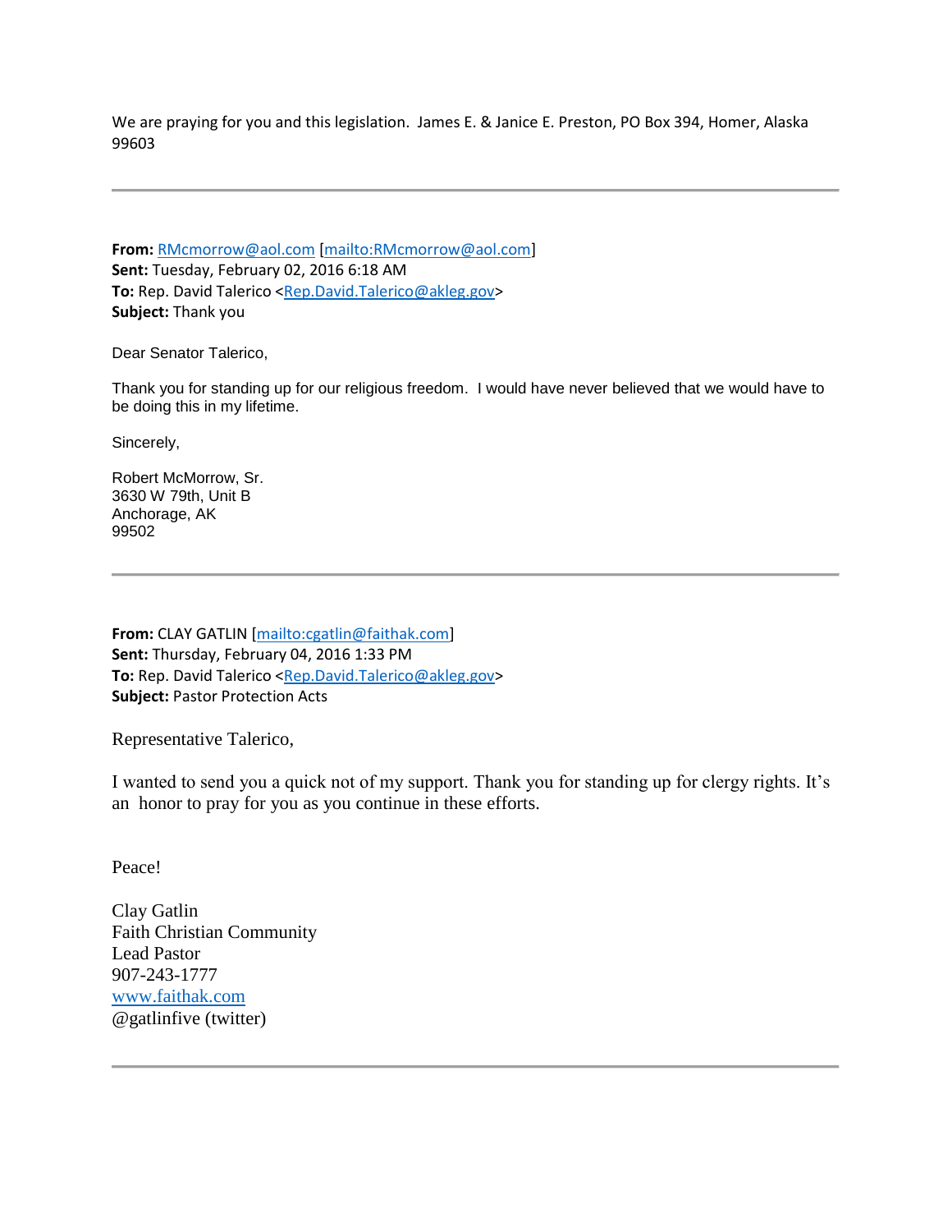We are praying for you and this legislation. James E. & Janice E. Preston, PO Box 394, Homer, Alaska 99603

---

**From:** RMcmorrow@aol.com [mailto:RMcmorrow@aol.com]
**Sent:** Tuesday, February 02, 2016 6:18 AM
**To:** Rep. David Talerico <Rep.David.Talerico@akleg.gov>
**Subject:** Thank you

Dear Senator Talerico,

Thank you for standing up for our religious freedom. I would have never believed that we would have to be doing this in my lifetime.

Sincerely,

Robert McMorrow, Sr.
3630 W 79th, Unit B
Anchorage, AK
99502

---

**From:** CLAY GATLIN [mailto:cgatlin@faithak.com]
**Sent:** Thursday, February 04, 2016 1:33 PM
**To:** Rep. David Talerico <Rep.David.Talerico@akleg.gov>
**Subject:** Pastor Protection Acts

Representative Talerico,

I wanted to send you a quick not of my support. Thank you for standing up for clergy rights. It's an honor to pray for you as you continue in these efforts.

Peace!

Clay Gatlin
Faith Christian Community
Lead Pastor
907-243-1777
www.faithak.com
@gatlinfive (twitter)

---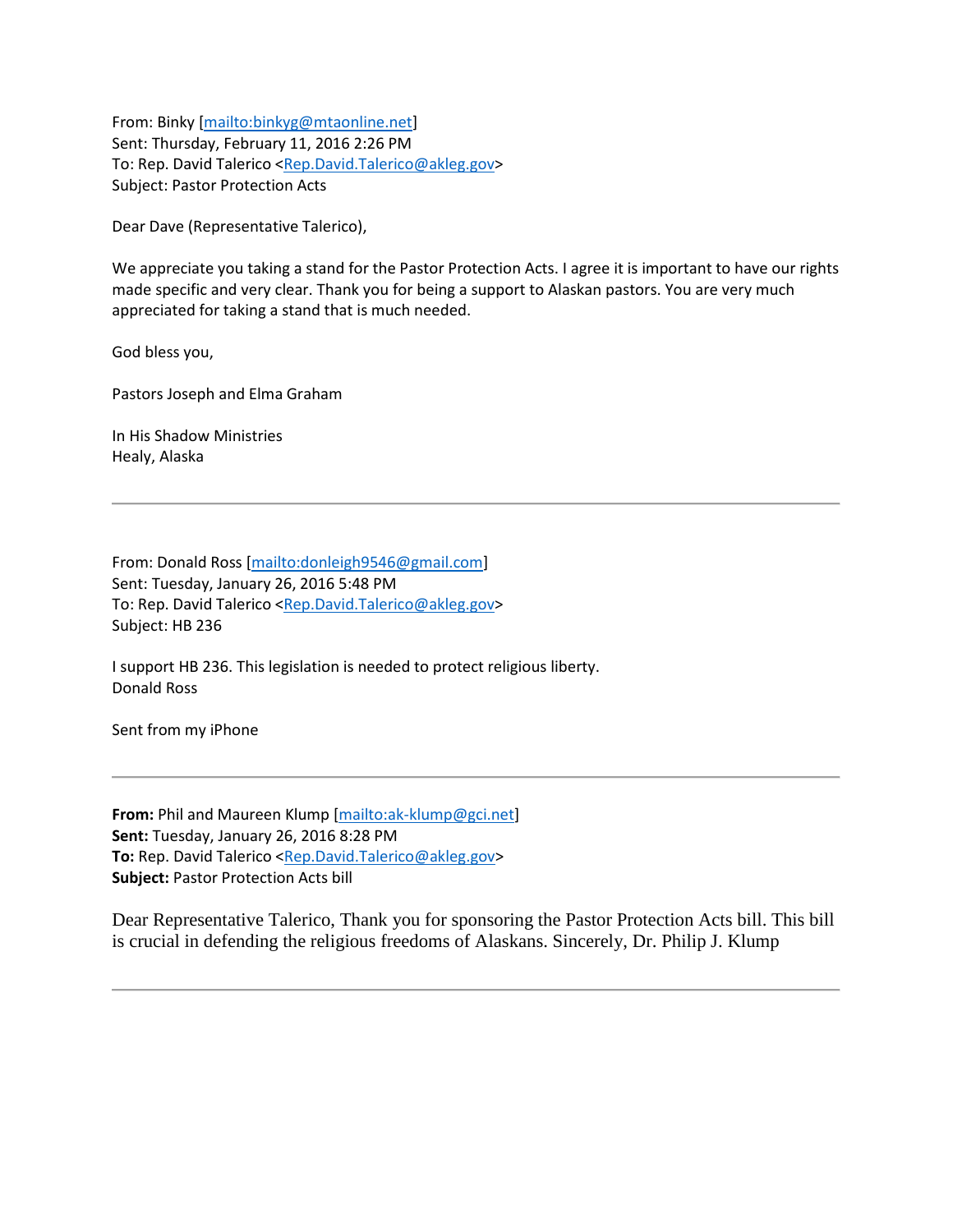From: Binky [mailto:binkyg@mtaonline.net]
Sent: Thursday, February 11, 2016 2:26 PM
To: Rep. David Talerico <Rep.David.Talerico@akleg.gov>
Subject: Pastor Protection Acts

Dear Dave (Representative Talerico),

We appreciate you taking a stand for the Pastor Protection Acts. I agree it is important to have our rights made specific and very clear. Thank you for being a support to Alaskan pastors. You are very much appreciated for taking a stand that is much needed.

God bless you,

Pastors Joseph and Elma Graham

In His Shadow Ministries
Healy, Alaska

---

From: Donald Ross [mailto:donleigh9546@gmail.com]
Sent: Tuesday, January 26, 2016 5:48 PM
To: Rep. David Talerico <Rep.David.Talerico@akleg.gov>
Subject: HB 236

I support HB 236. This legislation is needed to protect religious liberty.
Donald Ross

Sent from my iPhone

---

**From:** Phil and Maureen Klump [mailto:ak-klump@gci.net]
**Sent:** Tuesday, January 26, 2016 8:28 PM
**To:** Rep. David Talerico <Rep.David.Talerico@akleg.gov>
**Subject:** Pastor Protection Acts bill

Dear Representative Talerico, Thank you for sponsoring the Pastor Protection Acts bill. This bill is crucial in defending the religious freedoms of Alaskans. Sincerely, Dr. Philip J. Klump

---